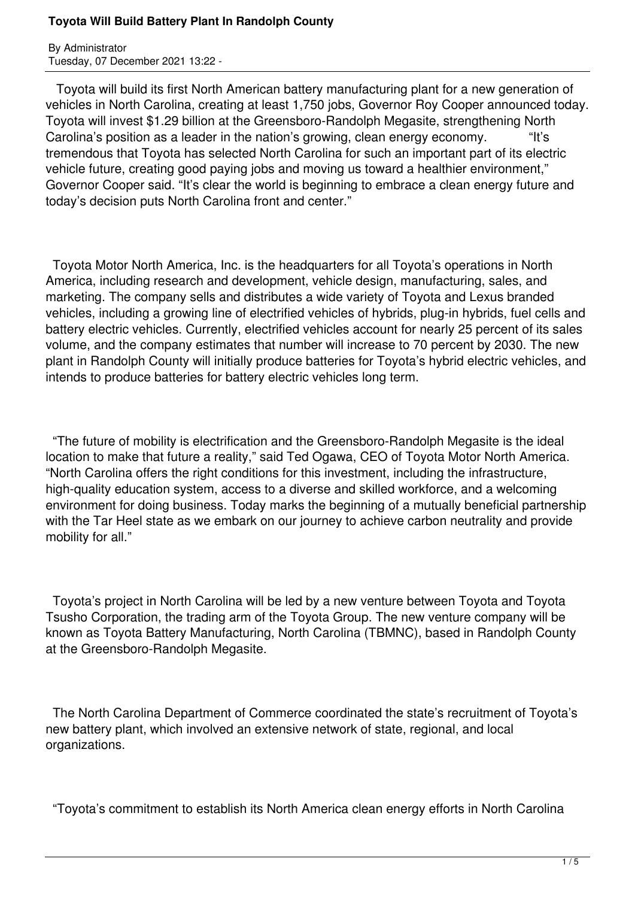# Toyota Will Build Battery Plant In Randolph County

By Administrator
Tuesday, 07 December 2021 13:22 -

Toyota will build its first North American battery manufacturing plant for a new generation of vehicles in North Carolina, creating at least 1,750 jobs, Governor Roy Cooper announced today. Toyota will invest $1.29 billion at the Greensboro-Randolph Megasite, strengthening North Carolina's position as a leader in the nation's growing, clean energy economy. "It's tremendous that Toyota has selected North Carolina for such an important part of its electric vehicle future, creating good paying jobs and moving us toward a healthier environment," Governor Cooper said. "It's clear the world is beginning to embrace a clean energy future and today's decision puts North Carolina front and center."

Toyota Motor North America, Inc. is the headquarters for all Toyota's operations in North America, including research and development, vehicle design, manufacturing, sales, and marketing. The company sells and distributes a wide variety of Toyota and Lexus branded vehicles, including a growing line of electrified vehicles of hybrids, plug-in hybrids, fuel cells and battery electric vehicles. Currently, electrified vehicles account for nearly 25 percent of its sales volume, and the company estimates that number will increase to 70 percent by 2030. The new plant in Randolph County will initially produce batteries for Toyota's hybrid electric vehicles, and intends to produce batteries for battery electric vehicles long term.

"The future of mobility is electrification and the Greensboro-Randolph Megasite is the ideal location to make that future a reality," said Ted Ogawa, CEO of Toyota Motor North America. "North Carolina offers the right conditions for this investment, including the infrastructure, high-quality education system, access to a diverse and skilled workforce, and a welcoming environment for doing business. Today marks the beginning of a mutually beneficial partnership with the Tar Heel state as we embark on our journey to achieve carbon neutrality and provide mobility for all."

Toyota's project in North Carolina will be led by a new venture between Toyota and Toyota Tsusho Corporation, the trading arm of the Toyota Group. The new venture company will be known as Toyota Battery Manufacturing, North Carolina (TBMNC), based in Randolph County at the Greensboro-Randolph Megasite.

The North Carolina Department of Commerce coordinated the state's recruitment of Toyota's new battery plant, which involved an extensive network of state, regional, and local organizations.

"Toyota's commitment to establish its North America clean energy efforts in North Carolina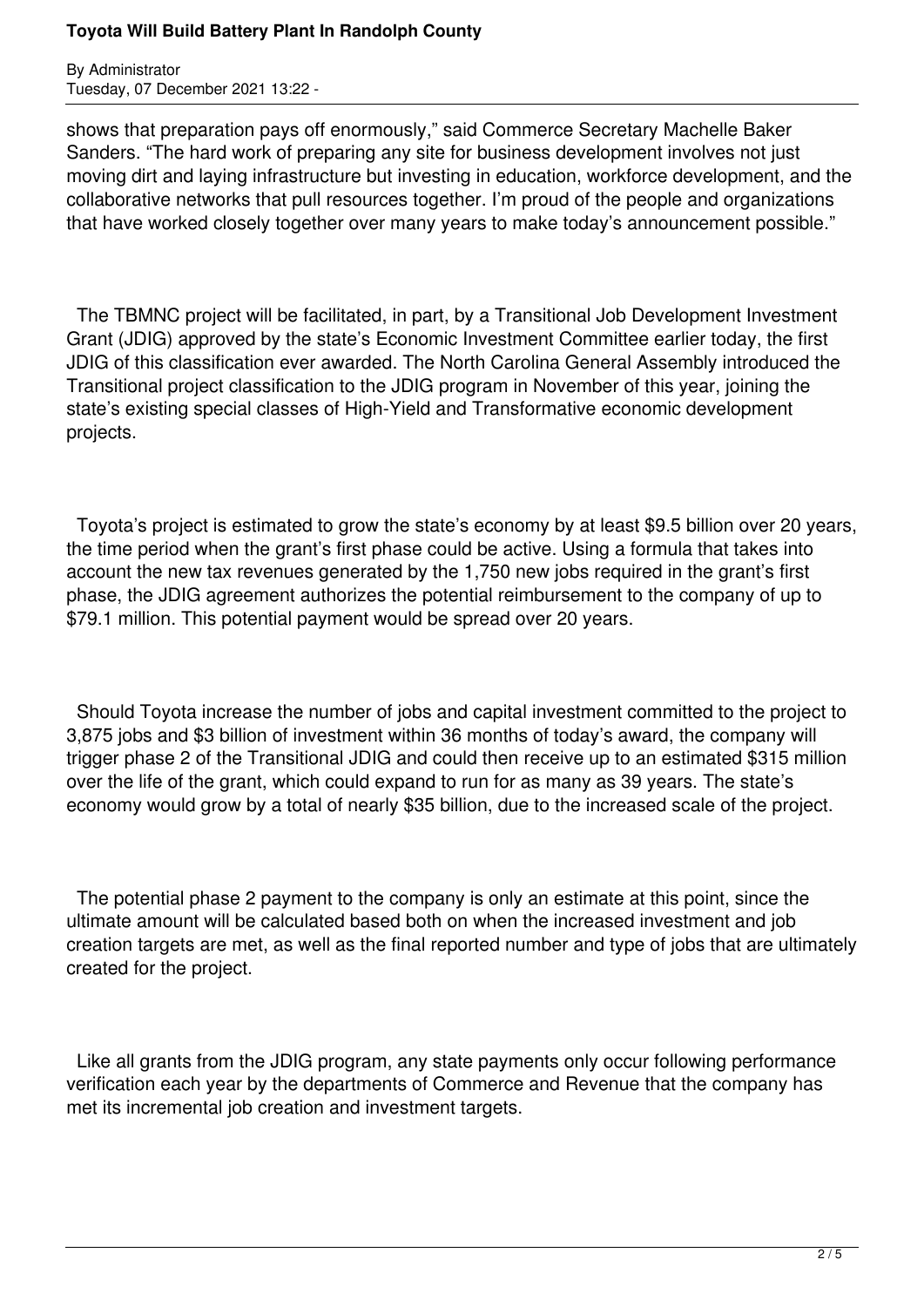shows that preparation pays off enormously," said Commerce Secretary Machelle Baker Sanders. "The hard work of preparing any site for business development involves not just moving dirt and laying infrastructure but investing in education, workforce development, and the collaborative networks that pull resources together. I'm proud of the people and organizations that have worked closely together over many years to make today's announcement possible."

The TBMNC project will be facilitated, in part, by a Transitional Job Development Investment Grant (JDIG) approved by the state's Economic Investment Committee earlier today, the first JDIG of this classification ever awarded. The North Carolina General Assembly introduced the Transitional project classification to the JDIG program in November of this year, joining the state's existing special classes of High-Yield and Transformative economic development projects.

Toyota's project is estimated to grow the state's economy by at least $9.5 billion over 20 years, the time period when the grant's first phase could be active. Using a formula that takes into account the new tax revenues generated by the 1,750 new jobs required in the grant's first phase, the JDIG agreement authorizes the potential reimbursement to the company of up to $79.1 million. This potential payment would be spread over 20 years.

Should Toyota increase the number of jobs and capital investment committed to the project to 3,875 jobs and $3 billion of investment within 36 months of today's award, the company will trigger phase 2 of the Transitional JDIG and could then receive up to an estimated $315 million over the life of the grant, which could expand to run for as many as 39 years. The state's economy would grow by a total of nearly $35 billion, due to the increased scale of the project.

The potential phase 2 payment to the company is only an estimate at this point, since the ultimate amount will be calculated based both on when the increased investment and job creation targets are met, as well as the final reported number and type of jobs that are ultimately created for the project.

Like all grants from the JDIG program, any state payments only occur following performance verification each year by the departments of Commerce and Revenue that the company has met its incremental job creation and investment targets.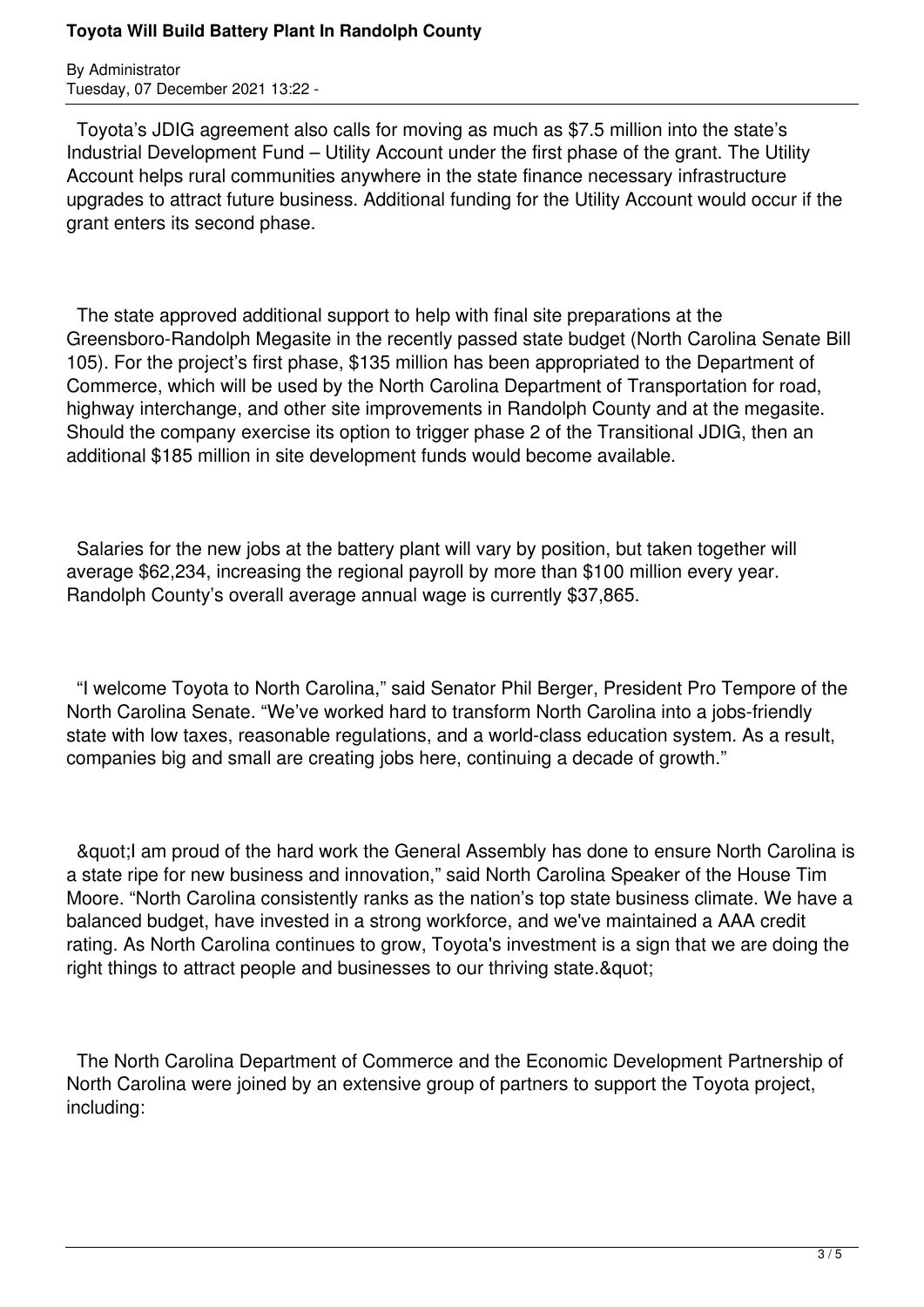Toyota's JDIG agreement also calls for moving as much as $7.5 million into the state's Industrial Development Fund – Utility Account under the first phase of the grant. The Utility Account helps rural communities anywhere in the state finance necessary infrastructure upgrades to attract future business. Additional funding for the Utility Account would occur if the grant enters its second phase.

The state approved additional support to help with final site preparations at the Greensboro-Randolph Megasite in the recently passed state budget (North Carolina Senate Bill 105). For the project's first phase, $135 million has been appropriated to the Department of Commerce, which will be used by the North Carolina Department of Transportation for road, highway interchange, and other site improvements in Randolph County and at the megasite. Should the company exercise its option to trigger phase 2 of the Transitional JDIG, then an additional $185 million in site development funds would become available.

Salaries for the new jobs at the battery plant will vary by position, but taken together will average $62,234, increasing the regional payroll by more than $100 million every year. Randolph County's overall average annual wage is currently $37,865.

"I welcome Toyota to North Carolina," said Senator Phil Berger, President Pro Tempore of the North Carolina Senate. "We've worked hard to transform North Carolina into a jobs-friendly state with low taxes, reasonable regulations, and a world-class education system. As a result, companies big and small are creating jobs here, continuing a decade of growth."

&quot;I am proud of the hard work the General Assembly has done to ensure North Carolina is a state ripe for new business and innovation," said North Carolina Speaker of the House Tim Moore. "North Carolina consistently ranks as the nation's top state business climate. We have a balanced budget, have invested in a strong workforce, and we've maintained a AAA credit rating. As North Carolina continues to grow, Toyota's investment is a sign that we are doing the right things to attract people and businesses to our thriving state.&quot;

The North Carolina Department of Commerce and the Economic Development Partnership of North Carolina were joined by an extensive group of partners to support the Toyota project, including: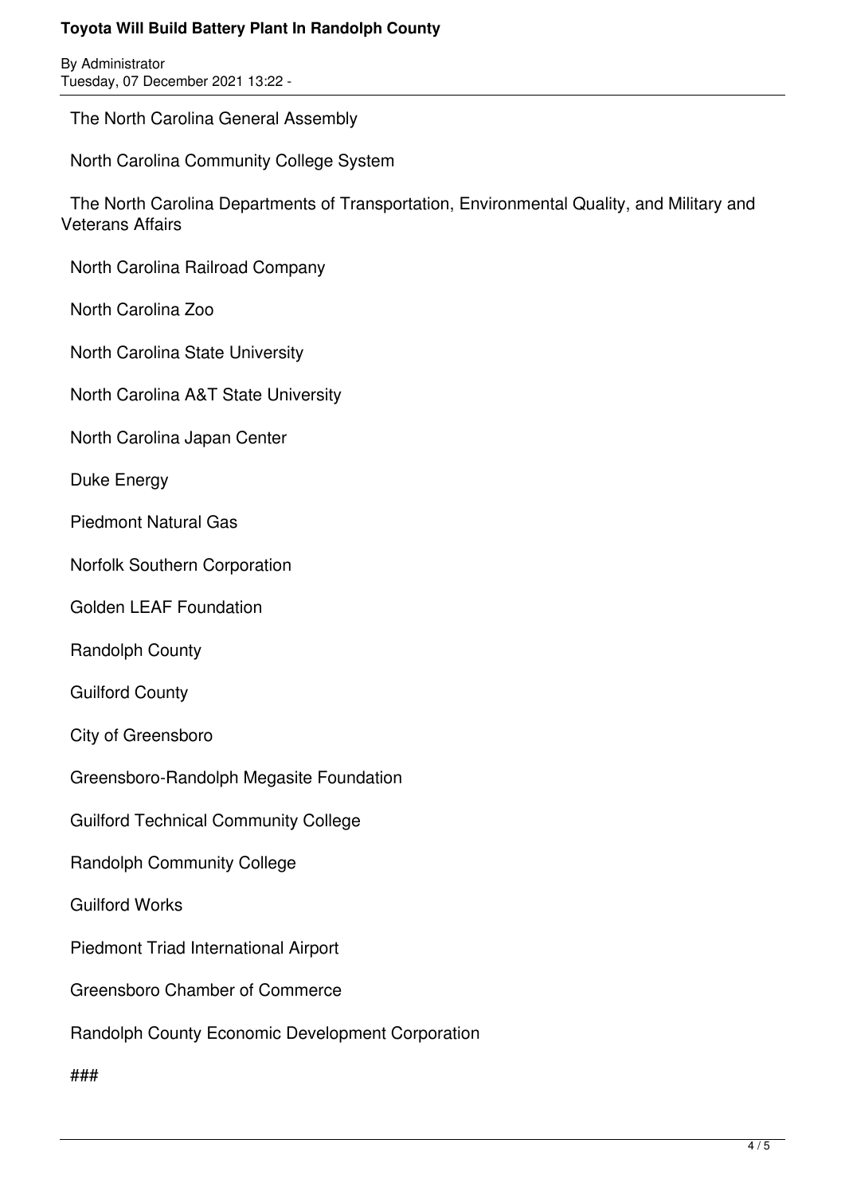The North Carolina General Assembly

North Carolina Community College System

The North Carolina Departments of Transportation, Environmental Quality, and Military and Veterans Affairs

North Carolina Railroad Company

North Carolina Zoo

North Carolina State University

North Carolina A&T State University

North Carolina Japan Center

Duke Energy

Piedmont Natural Gas

Norfolk Southern Corporation

Golden LEAF Foundation

Randolph County

Guilford County

City of Greensboro

Greensboro-Randolph Megasite Foundation

Guilford Technical Community College

Randolph Community College

Guilford Works

Piedmont Triad International Airport

Greensboro Chamber of Commerce

Randolph County Economic Development Corporation

###